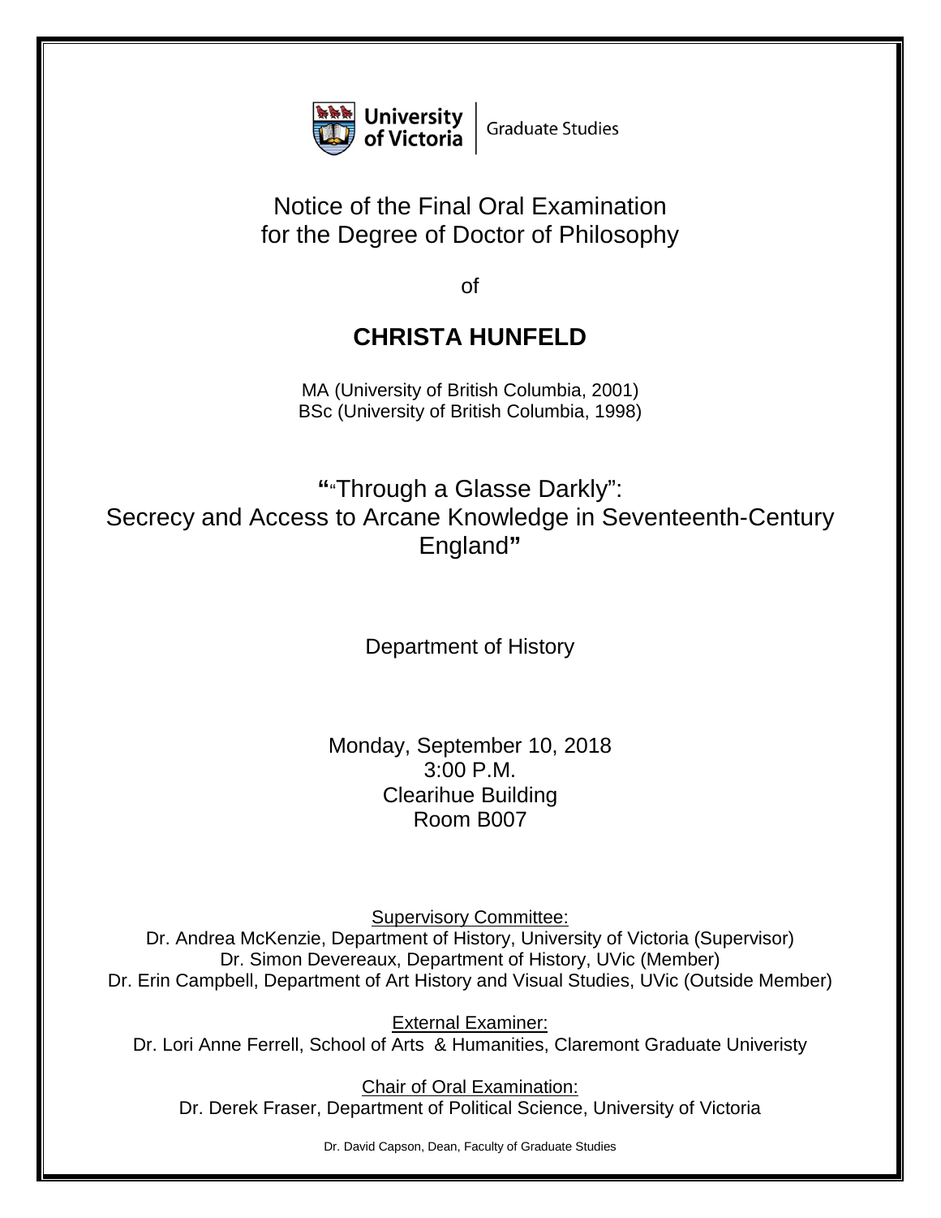University of Victoria | Graduate Studies

# Notice of the Final Oral Examination for the Degree of Doctor of Philosophy

of

## CHRISTA HUNFELD

MA (University of British Columbia, 2001)
BSc (University of British Columbia, 1998)

## "“Through a Glasse Darkly”: Secrecy and Access to Arcane Knowledge in Seventeenth-Century England"

Department of History

Monday, September 10, 2018
3:00 P.M.
Clearihue Building
Room B007

Supervisory Committee:
Dr. Andrea McKenzie, Department of History, University of Victoria (Supervisor)
Dr. Simon Devereaux, Department of History, UVic (Member)
Dr. Erin Campbell, Department of Art History and Visual Studies, UVic (Outside Member)

External Examiner:
Dr. Lori Anne Ferrell, School of Arts & Humanities, Claremont Graduate Univeristy

Chair of Oral Examination:
Dr. Derek Fraser, Department of Political Science, University of Victoria

Dr. David Capson, Dean, Faculty of Graduate Studies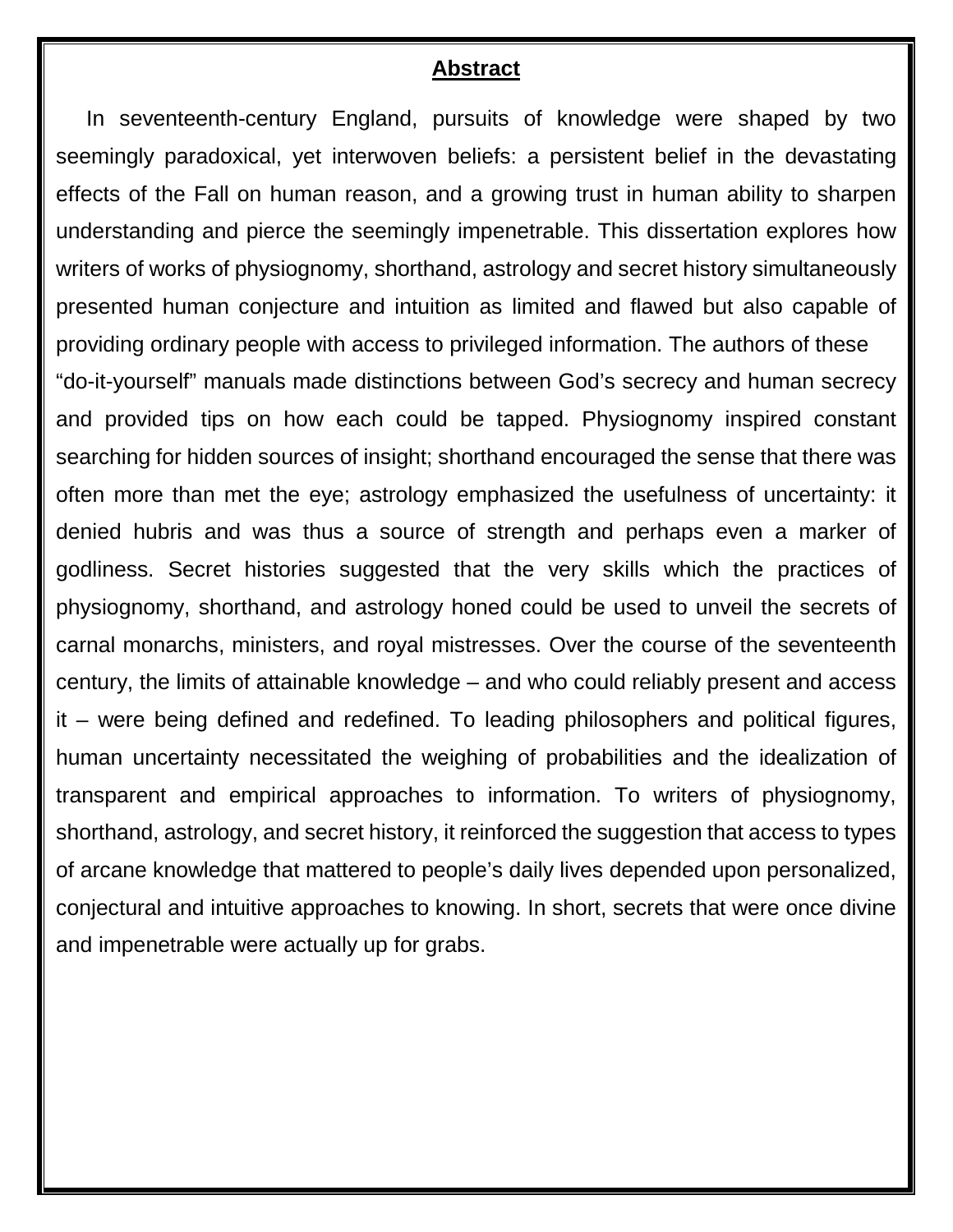## Abstract

In seventeenth-century England, pursuits of knowledge were shaped by two seemingly paradoxical, yet interwoven beliefs: a persistent belief in the devastating effects of the Fall on human reason, and a growing trust in human ability to sharpen understanding and pierce the seemingly impenetrable. This dissertation explores how writers of works of physiognomy, shorthand, astrology and secret history simultaneously presented human conjecture and intuition as limited and flawed but also capable of providing ordinary people with access to privileged information. The authors of these "do-it-yourself" manuals made distinctions between God's secrecy and human secrecy and provided tips on how each could be tapped. Physiognomy inspired constant searching for hidden sources of insight; shorthand encouraged the sense that there was often more than met the eye; astrology emphasized the usefulness of uncertainty: it denied hubris and was thus a source of strength and perhaps even a marker of godliness. Secret histories suggested that the very skills which the practices of physiognomy, shorthand, and astrology honed could be used to unveil the secrets of carnal monarchs, ministers, and royal mistresses. Over the course of the seventeenth century, the limits of attainable knowledge – and who could reliably present and access it – were being defined and redefined. To leading philosophers and political figures, human uncertainty necessitated the weighing of probabilities and the idealization of transparent and empirical approaches to information. To writers of physiognomy, shorthand, astrology, and secret history, it reinforced the suggestion that access to types of arcane knowledge that mattered to people's daily lives depended upon personalized, conjectural and intuitive approaches to knowing. In short, secrets that were once divine and impenetrable were actually up for grabs.